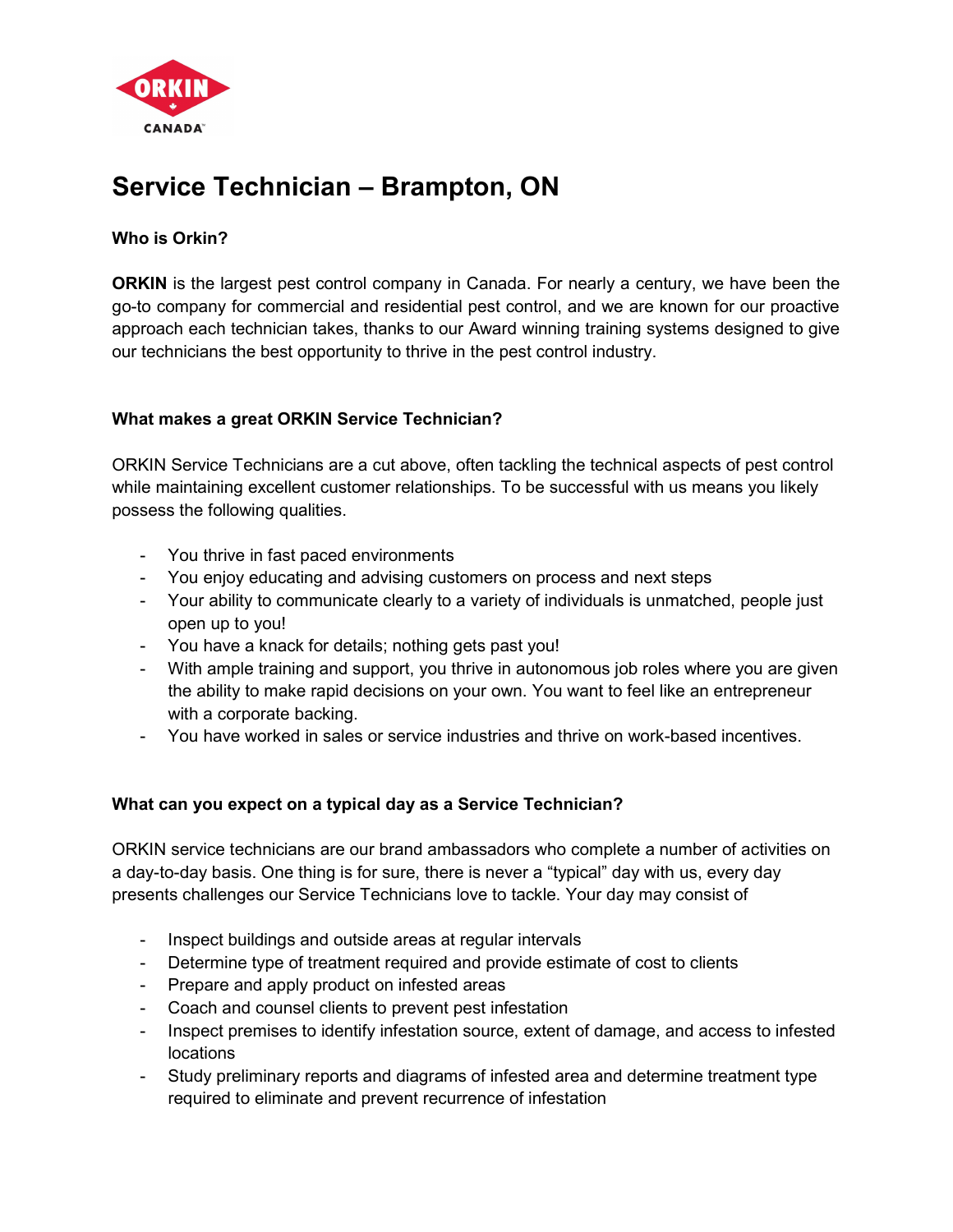# Service Technician – Brampton, ON

**Who is Orkin?**

**ORKIN** is the largest pest control company in Canada. For nearly a century, we have been the go-to company for commercial and residential pest control, and we are known for our proactive approach each technician takes, thanks to our Award winning training systems designed to give our technicians the best opportunity to thrive in the pest control industry.

**What makes a great ORKIN Service Technician?**

ORKIN Service Technicians are a cut above, often tackling the technical aspects of pest control while maintaining excellent customer relationships. To be successful with us means you likely possess the following qualities.

- You thrive in fast paced environments
- You enjoy educating and advising customers on process and next steps
- Your ability to communicate clearly to a variety of individuals is unmatched, people just open up to you!
- You have a knack for details; nothing gets past you!
- With ample training and support, you thrive in autonomous job roles where you are given the ability to make rapid decisions on your own. You want to feel like an entrepreneur with a corporate backing.
- You have worked in sales or service industries and thrive on work-based incentives.

**What can you expect on a typical day as a Service Technician?**

ORKIN service technicians are our brand ambassadors who complete a number of activities on a day-to-day basis. One thing is for sure, there is never a "typical" day with us, every day presents challenges our Service Technicians love to tackle. Your day may consist of

- Inspect buildings and outside areas at regular intervals
- Determine type of treatment required and provide estimate of cost to clients
- Prepare and apply product on infested areas
- Coach and counsel clients to prevent pest infestation
- Inspect premises to identify infestation source, extent of damage, and access to infested locations
- Study preliminary reports and diagrams of infested area and determine treatment type required to eliminate and prevent recurrence of infestation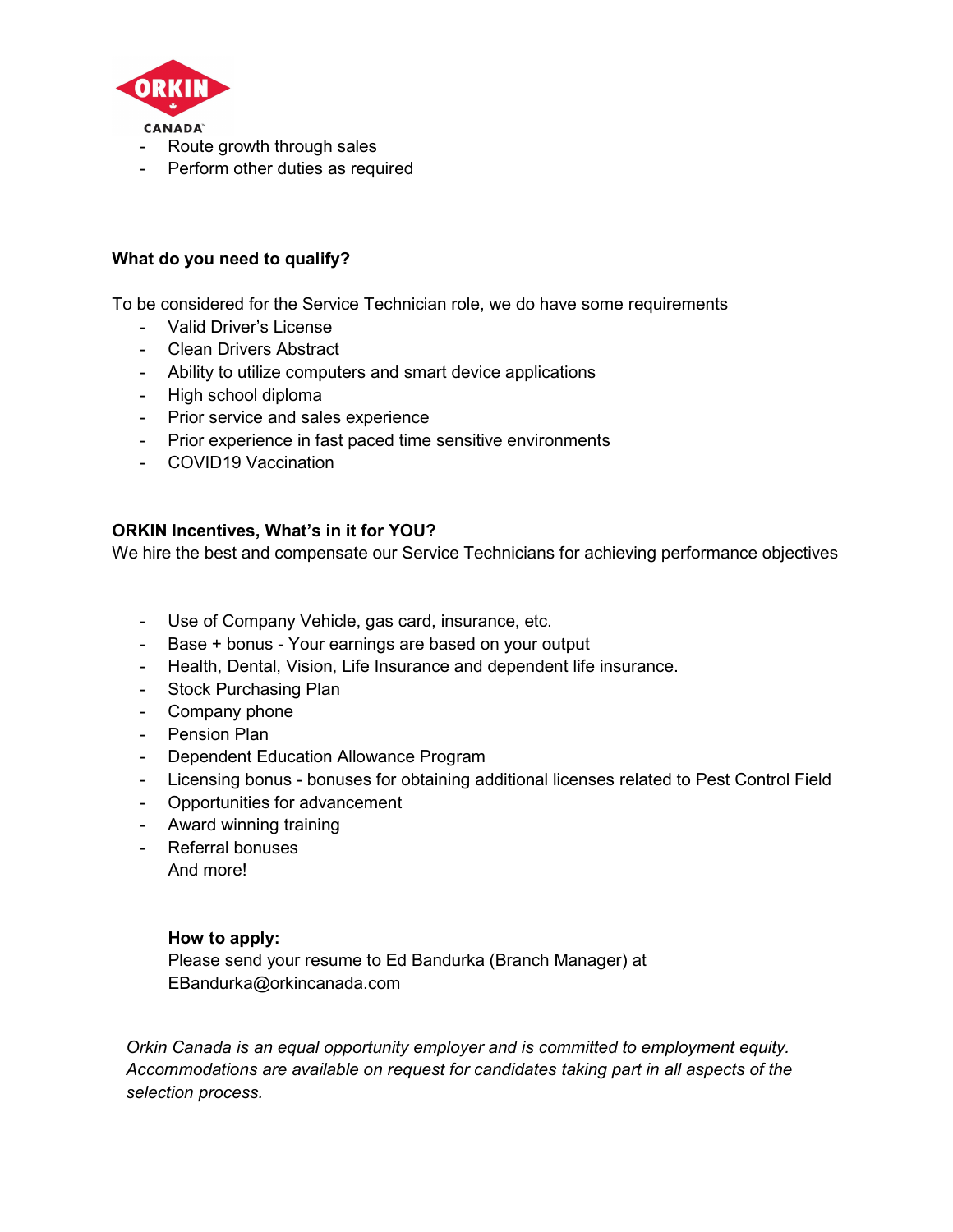- Route growth through sales
- Perform other duties as required

**What do you need to qualify?**

To be considered for the Service Technician role, we do have some requirements

- Valid Driver's License
- Clean Drivers Abstract
- Ability to utilize computers and smart device applications
- High school diploma
- Prior service and sales experience
- Prior experience in fast paced time sensitive environments
- COVID19 Vaccination

**ORKIN Incentives, What's in it for YOU?**

We hire the best and compensate our Service Technicians for achieving performance objectives

- Use of Company Vehicle, gas card, insurance, etc.
- Base + bonus - Your earnings are based on your output
- Health, Dental, Vision, Life Insurance and dependent life insurance.
- Stock Purchasing Plan
- Company phone
- Pension Plan
- Dependent Education Allowance Program
- Licensing bonus - bonuses for obtaining additional licenses related to Pest Control Field
- Opportunities for advancement
- Award winning training
- Referral bonuses

And more!

**How to apply:**

Please send your resume to Ed Bandurka (Branch Manager) at EBandurka@orkincanada.com

*Orkin Canada is an equal opportunity employer and is committed to employment equity. Accommodations are available on request for candidates taking part in all aspects of the selection process.*